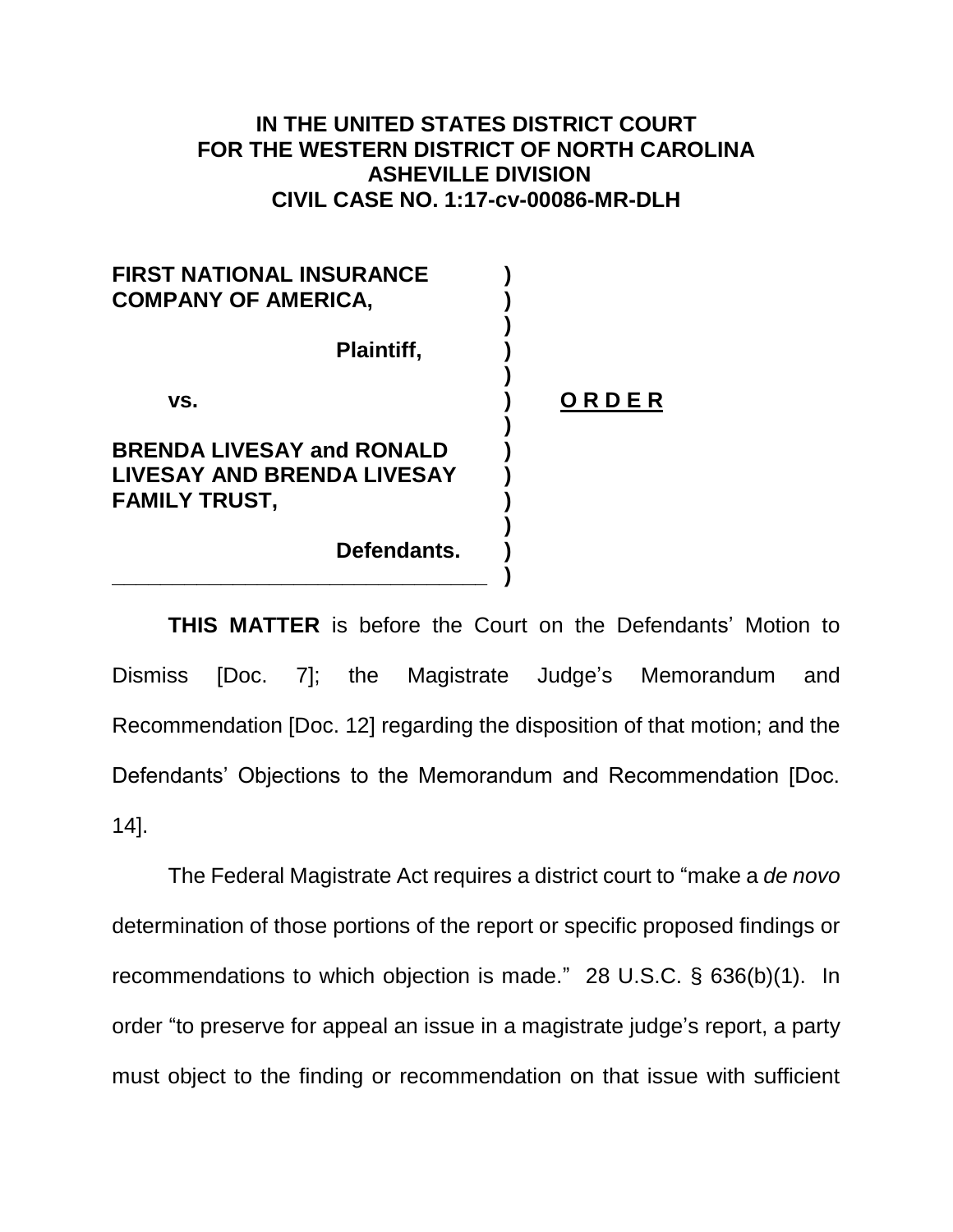**IN THE UNITED STATES DISTRICT COURT**
**FOR THE WESTERN DISTRICT OF NORTH CAROLINA**
**ASHEVILLE DIVISION**
**CIVIL CASE NO. 1:17-cv-00086-MR-DLH**

| | | |
|---|---|---|
| **FIRST NATIONAL INSURANCE COMPANY OF AMERICA,** | ) | |
| **Plaintiff,** | ) | |
| **vs.** | ) | **O R D E R** |
| **BRENDA LIVESAY and RONALD LIVESAY AND BRENDA LIVESAY FAMILY TRUST,** | ) | |
| **Defendants.** | ) | |

**THIS MATTER** is before the Court on the Defendants' Motion to Dismiss [Doc. 7]; the Magistrate Judge's Memorandum and Recommendation [Doc. 12] regarding the disposition of that motion; and the Defendants' Objections to the Memorandum and Recommendation [Doc. 14].

The Federal Magistrate Act requires a district court to "make a *de novo* determination of those portions of the report or specific proposed findings or recommendations to which objection is made." 28 U.S.C. § 636(b)(1). In order "to preserve for appeal an issue in a magistrate judge's report, a party must object to the finding or recommendation on that issue with sufficient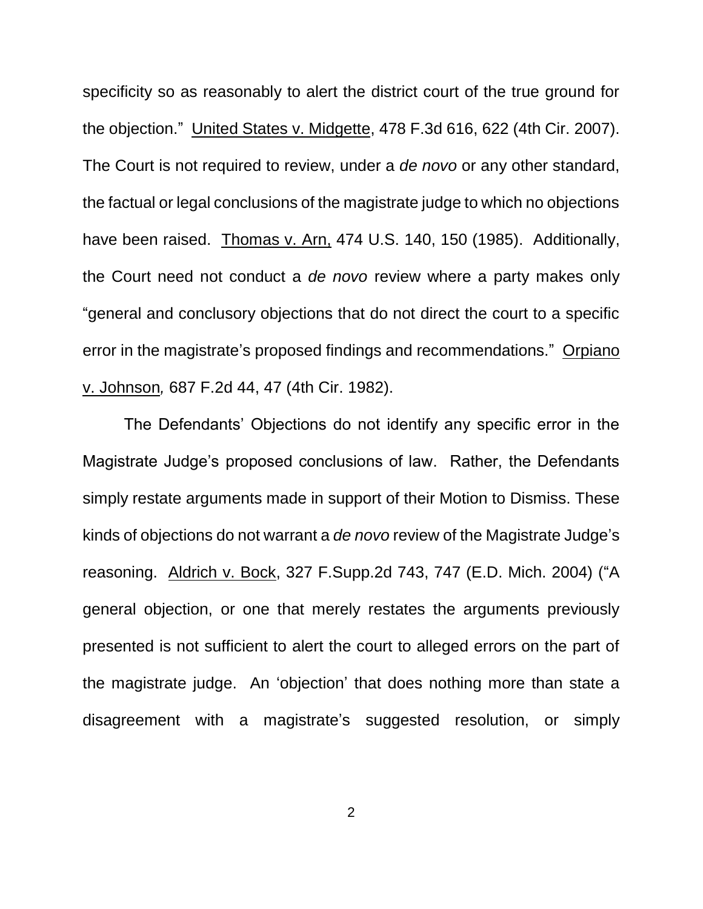specificity so as reasonably to alert the district court of the true ground for the objection." United States v. Midgette, 478 F.3d 616, 622 (4th Cir. 2007). The Court is not required to review, under a *de novo* or any other standard, the factual or legal conclusions of the magistrate judge to which no objections have been raised. Thomas v. Arn, 474 U.S. 140, 150 (1985). Additionally, the Court need not conduct a *de novo* review where a party makes only "general and conclusory objections that do not direct the court to a specific error in the magistrate's proposed findings and recommendations." Orpiano v. Johnson*,* 687 F.2d 44, 47 (4th Cir. 1982).

The Defendants' Objections do not identify any specific error in the Magistrate Judge's proposed conclusions of law. Rather, the Defendants simply restate arguments made in support of their Motion to Dismiss. These kinds of objections do not warrant a *de novo* review of the Magistrate Judge's reasoning. Aldrich v. Bock, 327 F.Supp.2d 743, 747 (E.D. Mich. 2004) ("A general objection, or one that merely restates the arguments previously presented is not sufficient to alert the court to alleged errors on the part of the magistrate judge. An 'objection' that does nothing more than state a disagreement with a magistrate's suggested resolution, or simply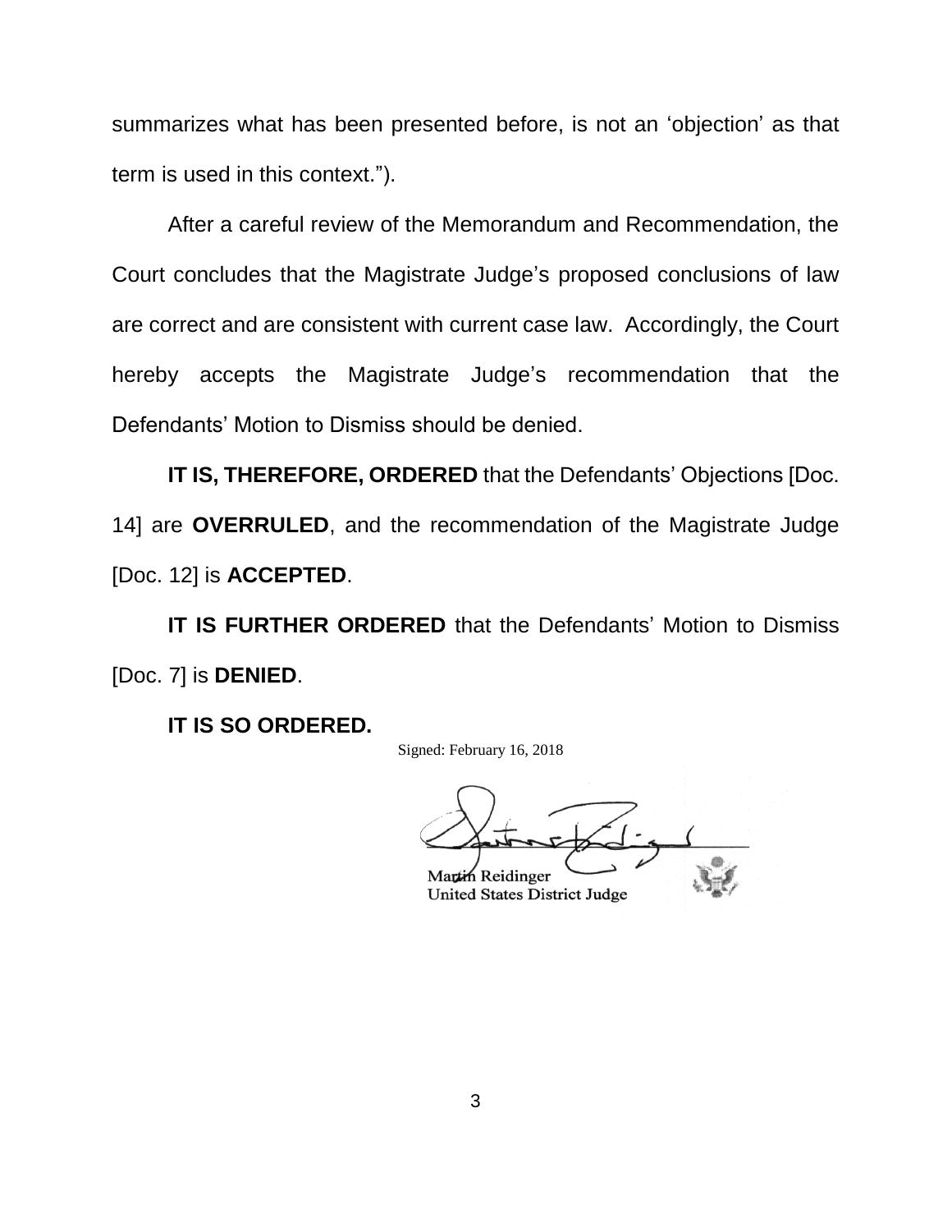summarizes what has been presented before, is not an 'objection' as that term is used in this context.").

After a careful review of the Memorandum and Recommendation, the Court concludes that the Magistrate Judge's proposed conclusions of law are correct and are consistent with current case law. Accordingly, the Court hereby accepts the Magistrate Judge's recommendation that the Defendants' Motion to Dismiss should be denied.

**IT IS, THEREFORE, ORDERED** that the Defendants' Objections [Doc. 14] are **OVERRULED**, and the recommendation of the Magistrate Judge [Doc. 12] is **ACCEPTED**.

**IT IS FURTHER ORDERED** that the Defendants' Motion to Dismiss [Doc. 7] is **DENIED**.

**IT IS SO ORDERED.**

Signed: February 16, 2018

Martin Reidinger
United States District Judge